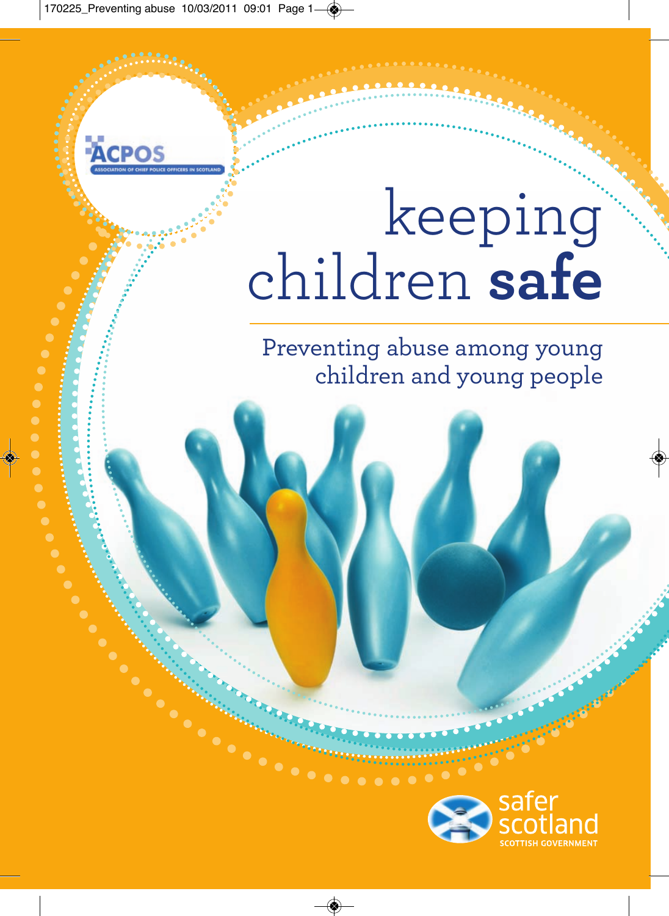ACPOS

ASSOCIATION OF CHIEF POLICE OFFICERS IN SCOTLAND

# keeping children **safe**

## Preventing abuse among young children and young people

safer scotland

SCOTTISH GOVERNMENT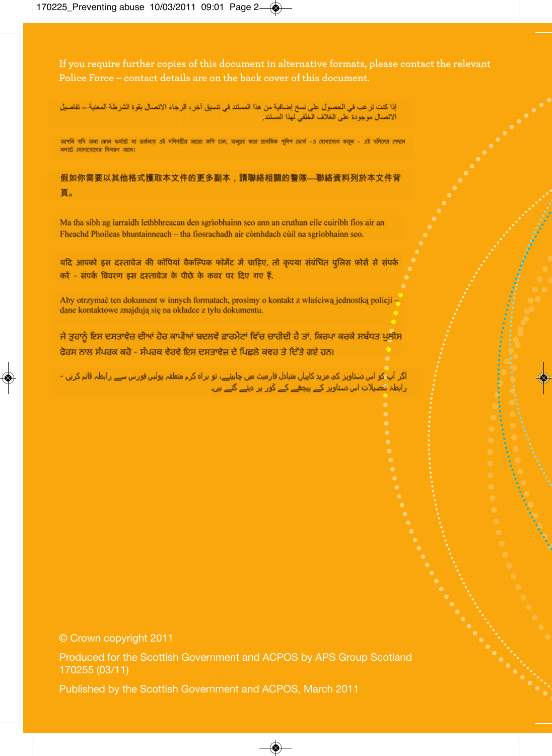If you require further copies of this document in alternative formats, please contact the relevant Police Force – contact details are on the back cover of this document.

إذا كنت ترغب في الحصول على نسخ إضافية من هذا المستند في تنسيق آخر، الرجاء الاتصال بقوة الشرطة المعنية – تفاصيل الاتصال موجودة على الغلاف الخلفي لهذا المستند.

আপনি যদি অন্য কোন ফর্মাট বা তর্জমায় এই দলিলটির আরো কপি চান, অনুগ্রহ করে প্রাসঙ্গিক পুলিশ ফোর্স -এ যোগাযোগ করুন - এই দলিলের পেছনে মলাটে যোগাযোগের বিবরণ আছে।

假如你需要以其他格式獲取本文件的更多副本，請聯絡相關的警隊—聯絡資料列於本文件背頁。

Ma tha sibh ag iarraidh lethbhreacan den sgrìobhainn seo ann an cruthan eile cuiribh fios air an Fheachd Phoileas bhuntainneach – tha fiosrachadh air cònhdach cùil na sgrìobhainn seo.

यदि आपको इस दस्तावेज की कॉपियां वैकल्पिक फॉर्मेट में चाहिए, तो कृपया संबंधित पुलिस फ़ोर्स से संपर्क करें - संपर्क विवरण इस दस्तावेज के पीछे के कवर पर दिए गए हैं.

Aby otrzymać ten dokument w innych formatach, prosimy o kontakt z właściwą jednostką policji – dane kontaktowe znajdują się na okładce z tyłu dokumentu.

ਜੇ ਤੁਹਾਨੂੰ ਇਸ ਦਸਤਾਵੇਜ਼ ਦੀਆਂ ਹੋਰ ਕਾਪੀਆਂ ਬਦਲਵੇਂ ਫ਼ਾਰਮੈਟਾਂ ਵਿੱਚ ਚਾਹੀਦੀ ਹੈ ਤਾਂ, ਕਿਰਪਾ ਕਰਕੇ ਸਬੰਧਤ ਪੁਲੀਸ ਫੋਰਸ ਨਾਲ ਸੰਪਰਕ ਕਰੋ - ਸੰਪਰਕ ਵੇਰਵੇ ਇਸ ਦਸਤਾਵੇਜ਼ ਦੇ ਪਿਛਲੇ ਕਵਰ ਤੇ ਦਿੱਤੇ ਗਏ ਹਨ।

اگر آپ کو اس دستاویز کی مزید کاپیاں متبادل فارمیٹ میں چاہیئے، تو براہ کرم متعلقہ پولس فورس سے رابطہ قائم کریں - رابطہ تفصیلات اس دستاویز کے پیچھے کے کور پر دیئے گئے ہیں۔

© Crown copyright 2011

Produced for the Scottish Government and ACPOS by APS Group Scotland
170255 (03/11)

Published by the Scottish Government and ACPOS, March 2011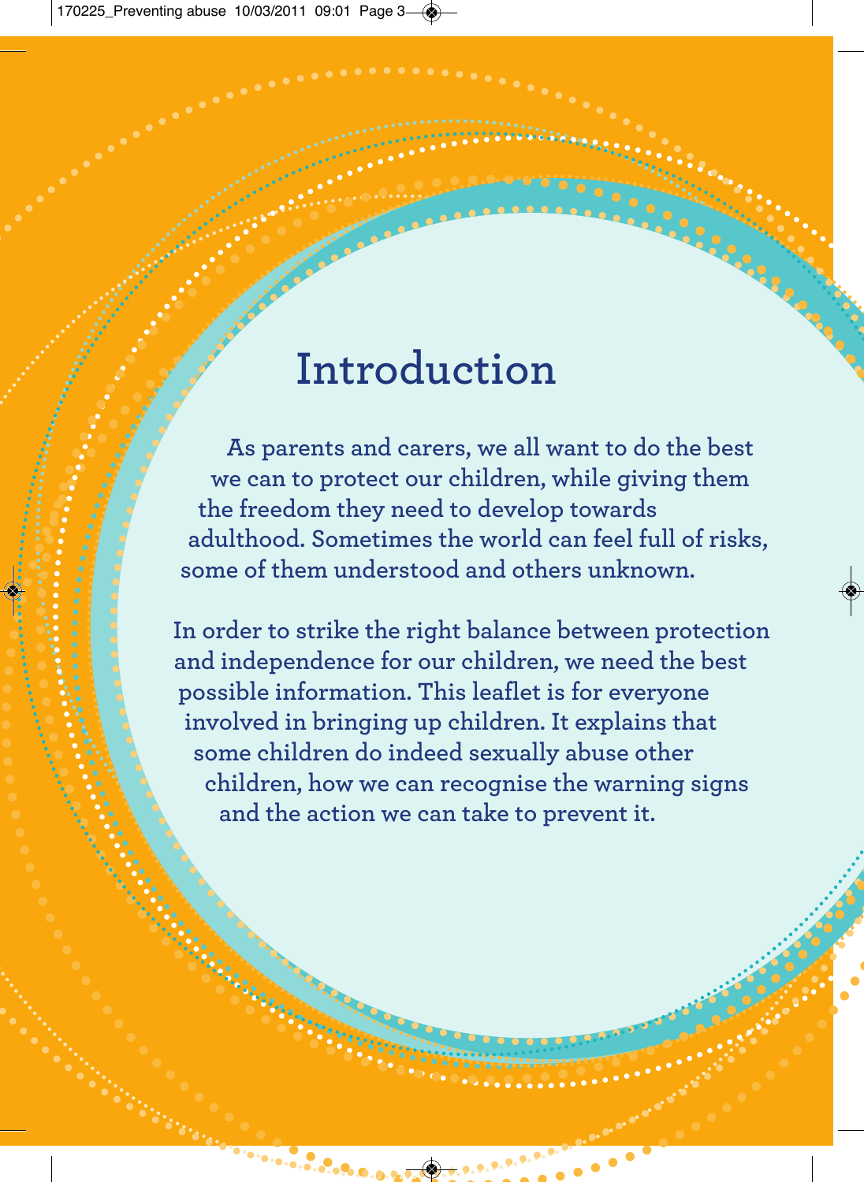# Introduction

As parents and carers, we all want to do the best we can to protect our children, while giving them the freedom they need to develop towards adulthood. Sometimes the world can feel full of risks, some of them understood and others unknown.

In order to strike the right balance between protection and independence for our children, we need the best possible information. This leaflet is for everyone involved in bringing up children. It explains that some children do indeed sexually abuse other children, how we can recognise the warning signs and the action we can take to prevent it.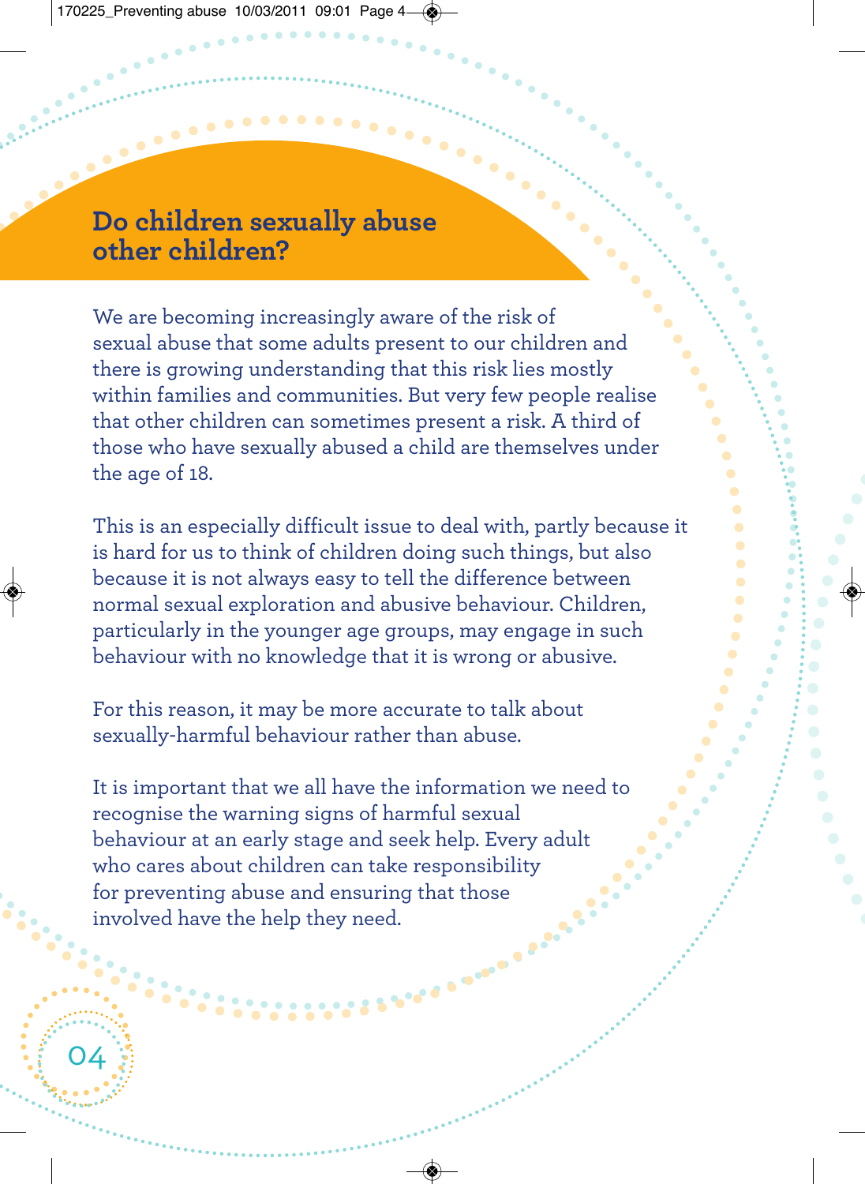## Do children sexually abuse other children?

We are becoming increasingly aware of the risk of sexual abuse that some adults present to our children and there is growing understanding that this risk lies mostly within families and communities. But very few people realise that other children can sometimes present a risk. A third of those who have sexually abused a child are themselves under the age of 18.

This is an especially difficult issue to deal with, partly because it is hard for us to think of children doing such things, but also because it is not always easy to tell the difference between normal sexual exploration and abusive behaviour. Children, particularly in the younger age groups, may engage in such behaviour with no knowledge that it is wrong or abusive.

For this reason, it may be more accurate to talk about sexually-harmful behaviour rather than abuse.

It is important that we all have the information we need to recognise the warning signs of harmful sexual behaviour at an early stage and seek help. Every adult who cares about children can take responsibility for preventing abuse and ensuring that those involved have the help they need.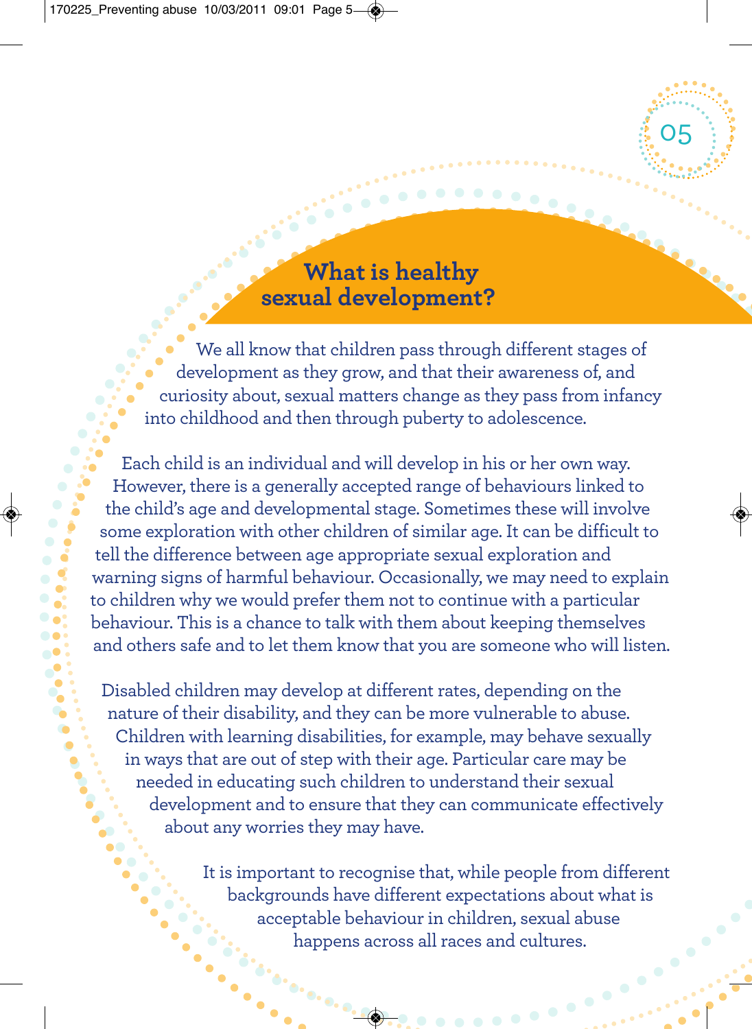# What is healthy sexual development?

We all know that children pass through different stages of development as they grow, and that their awareness of, and curiosity about, sexual matters change as they pass from infancy into childhood and then through puberty to adolescence.

Each child is an individual and will develop in his or her own way. However, there is a generally accepted range of behaviours linked to the child's age and developmental stage. Sometimes these will involve some exploration with other children of similar age. It can be difficult to tell the difference between age appropriate sexual exploration and warning signs of harmful behaviour. Occasionally, we may need to explain to children why we would prefer them not to continue with a particular behaviour. This is a chance to talk with them about keeping themselves and others safe and to let them know that you are someone who will listen.

Disabled children may develop at different rates, depending on the nature of their disability, and they can be more vulnerable to abuse. Children with learning disabilities, for example, may behave sexually in ways that are out of step with their age. Particular care may be needed in educating such children to understand their sexual development and to ensure that they can communicate effectively about any worries they may have.

It is important to recognise that, while people from different backgrounds have different expectations about what is acceptable behaviour in children, sexual abuse happens across all races and cultures.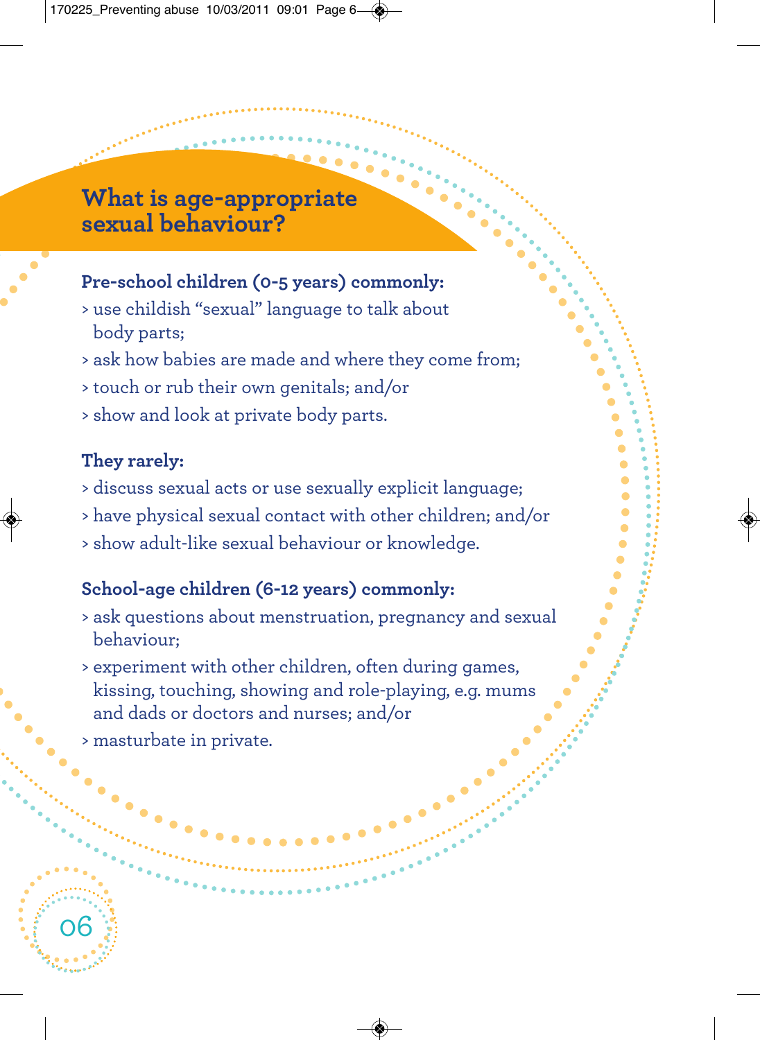## What is age-appropriate sexual behaviour?

**Pre-school children (0-5 years) commonly:**

- use childish “sexual” language to talk about body parts;
- ask how babies are made and where they come from;
- touch or rub their own genitals; and/or
- show and look at private body parts.

**They rarely:**

- discuss sexual acts or use sexually explicit language;
- have physical sexual contact with other children; and/or
- show adult-like sexual behaviour or knowledge.

**School-age children (6-12 years) commonly:**

- ask questions about menstruation, pregnancy and sexual behaviour;
- experiment with other children, often during games, kissing, touching, showing and role-playing, e.g. mums and dads or doctors and nurses; and/or
- masturbate in private.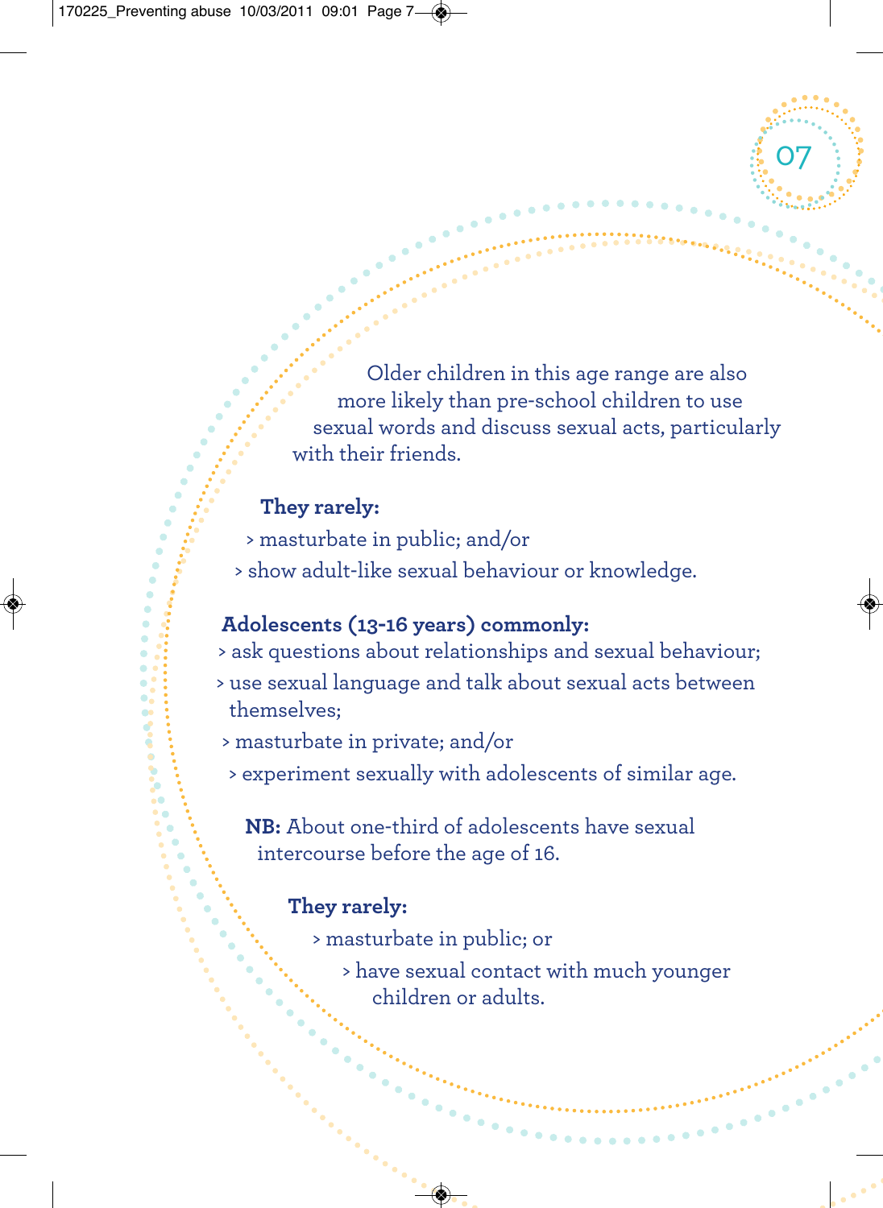Older children in this age range are also more likely than pre-school children to use sexual words and discuss sexual acts, particularly with their friends.

**They rarely:**

- masturbate in public; and/or
- show adult-like sexual behaviour or knowledge.

**Adolescents (13-16 years) commonly:**

- ask questions about relationships and sexual behaviour;
- use sexual language and talk about sexual acts between themselves;
- masturbate in private; and/or
- experiment sexually with adolescents of similar age.

**NB:** About one-third of adolescents have sexual intercourse before the age of 16.

**They rarely:**

- masturbate in public; or
- have sexual contact with much younger children or adults.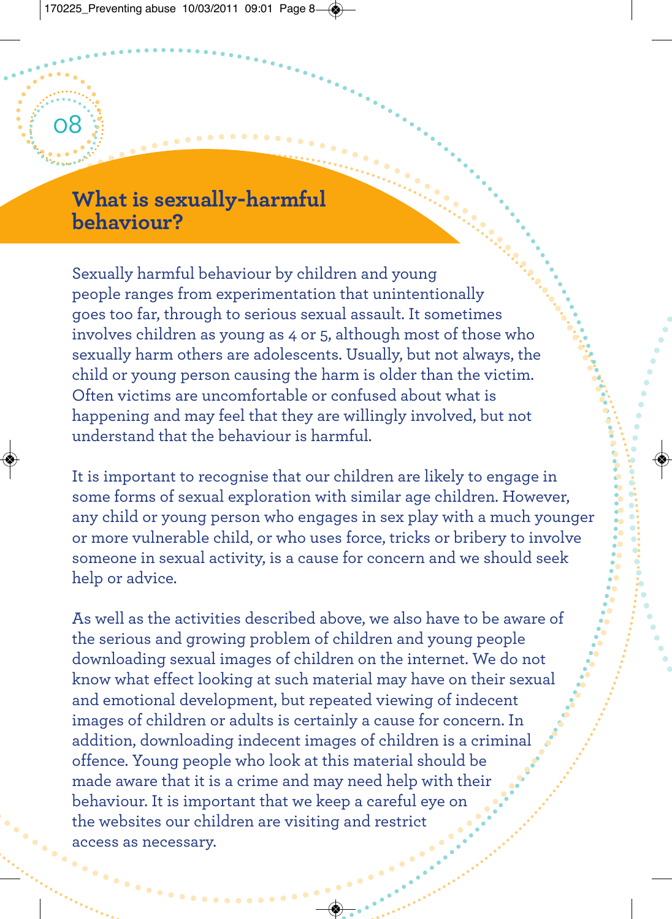# What is sexually-harmful behaviour?

Sexually harmful behaviour by children and young people ranges from experimentation that unintentionally goes too far, through to serious sexual assault. It sometimes involves children as young as 4 or 5, although most of those who sexually harm others are adolescents. Usually, but not always, the child or young person causing the harm is older than the victim. Often victims are uncomfortable or confused about what is happening and may feel that they are willingly involved, but not understand that the behaviour is harmful.

It is important to recognise that our children are likely to engage in some forms of sexual exploration with similar age children. However, any child or young person who engages in sex play with a much younger or more vulnerable child, or who uses force, tricks or bribery to involve someone in sexual activity, is a cause for concern and we should seek help or advice.

As well as the activities described above, we also have to be aware of the serious and growing problem of children and young people downloading sexual images of children on the internet. We do not know what effect looking at such material may have on their sexual and emotional development, but repeated viewing of indecent images of children or adults is certainly a cause for concern. In addition, downloading indecent images of children is a criminal offence. Young people who look at this material should be made aware that it is a crime and may need help with their behaviour. It is important that we keep a careful eye on the websites our children are visiting and restrict access as necessary.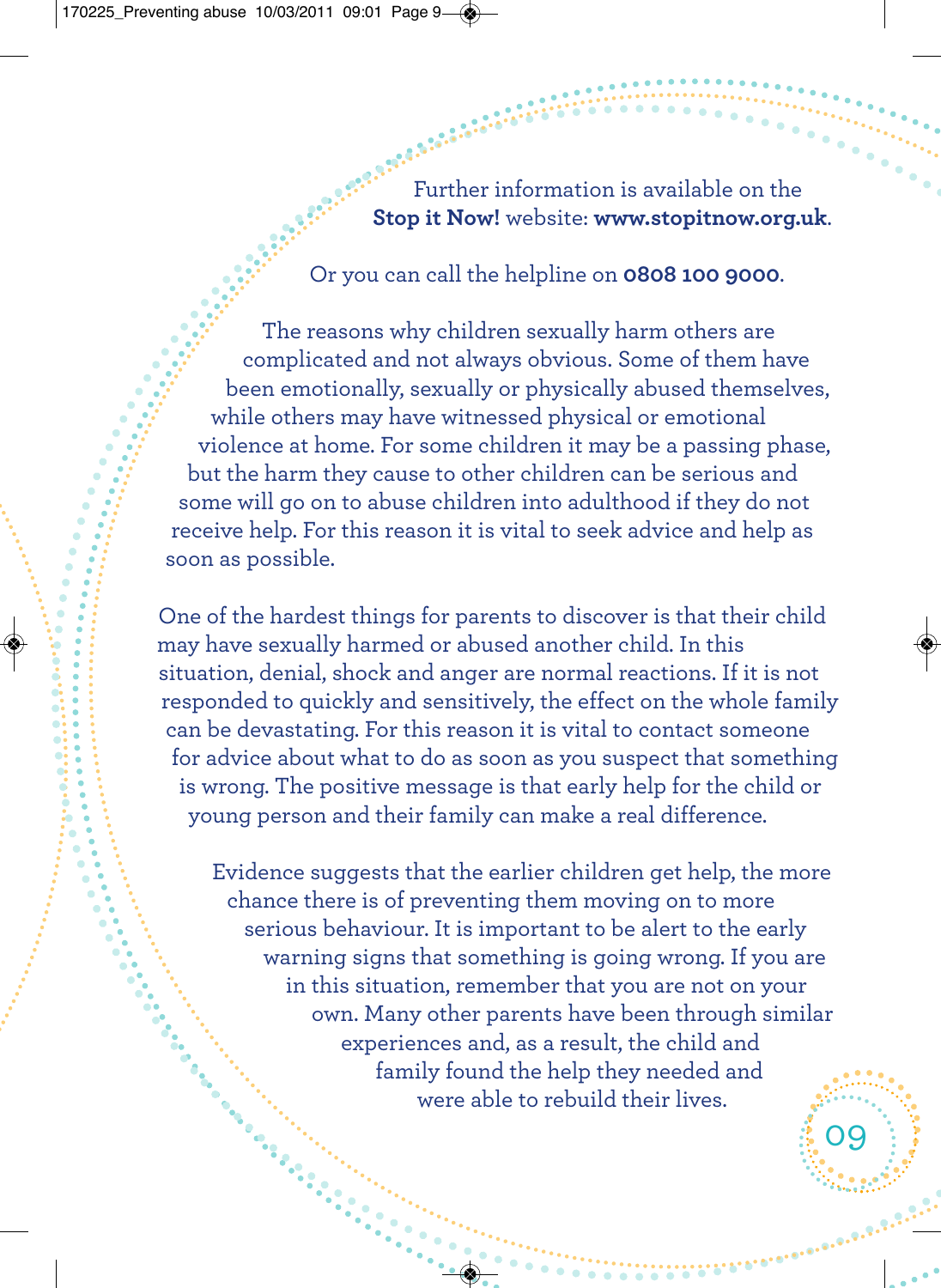Further information is available on the **Stop it Now!** website: **www.stopitnow.org.uk**.

Or you can call the helpline on **0808 100 9000**.

The reasons why children sexually harm others are complicated and not always obvious. Some of them have been emotionally, sexually or physically abused themselves, while others may have witnessed physical or emotional violence at home. For some children it may be a passing phase, but the harm they cause to other children can be serious and some will go on to abuse children into adulthood if they do not receive help. For this reason it is vital to seek advice and help as soon as possible.

One of the hardest things for parents to discover is that their child may have sexually harmed or abused another child. In this situation, denial, shock and anger are normal reactions. If it is not responded to quickly and sensitively, the effect on the whole family can be devastating. For this reason it is vital to contact someone for advice about what to do as soon as you suspect that something is wrong. The positive message is that early help for the child or young person and their family can make a real difference.

Evidence suggests that the earlier children get help, the more chance there is of preventing them moving on to more serious behaviour. It is important to be alert to the early warning signs that something is going wrong. If you are in this situation, remember that you are not on your own. Many other parents have been through similar experiences and, as a result, the child and family found the help they needed and were able to rebuild their lives.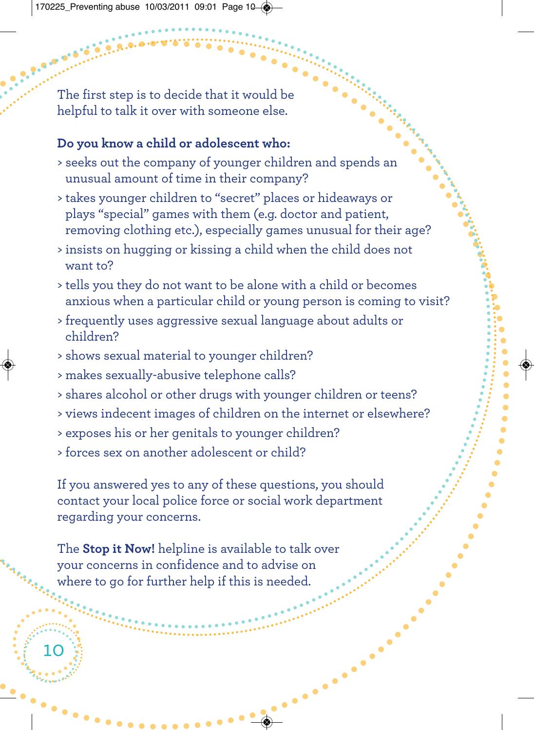The first step is to decide that it would be helpful to talk it over with someone else.

**Do you know a child or adolescent who:**

- seeks out the company of younger children and spends an unusual amount of time in their company?
- takes younger children to "secret" places or hideaways or plays "special" games with them (e.g. doctor and patient, removing clothing etc.), especially games unusual for their age?
- insists on hugging or kissing a child when the child does not want to?
- tells you they do not want to be alone with a child or becomes anxious when a particular child or young person is coming to visit?
- frequently uses aggressive sexual language about adults or children?
- shows sexual material to younger children?
- makes sexually-abusive telephone calls?
- shares alcohol or other drugs with younger children or teens?
- views indecent images of children on the internet or elsewhere?
- exposes his or her genitals to younger children?
- forces sex on another adolescent or child?

If you answered yes to any of these questions, you should contact your local police force or social work department regarding your concerns.

The **Stop it Now!** helpline is available to talk over your concerns in confidence and to advise on where to go for further help if this is needed.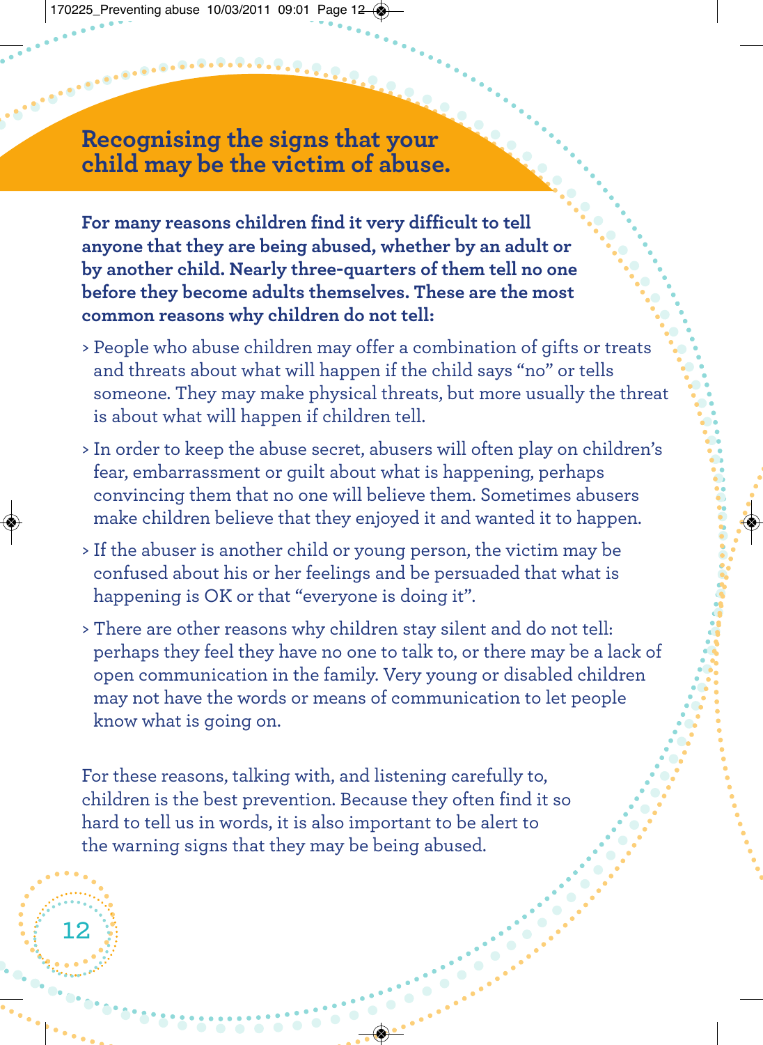## Recognising the signs that your child may be the victim of abuse.

**For many reasons children find it very difficult to tell anyone that they are being abused, whether by an adult or by another child. Nearly three-quarters of them tell no one before they become adults themselves. These are the most common reasons why children do not tell:**

- People who abuse children may offer a combination of gifts or treats and threats about what will happen if the child says "no" or tells someone. They may make physical threats, but more usually the threat is about what will happen if children tell.
- In order to keep the abuse secret, abusers will often play on children's fear, embarrassment or guilt about what is happening, perhaps convincing them that no one will believe them. Sometimes abusers make children believe that they enjoyed it and wanted it to happen.
- If the abuser is another child or young person, the victim may be confused about his or her feelings and be persuaded that what is happening is OK or that "everyone is doing it".
- There are other reasons why children stay silent and do not tell: perhaps they feel they have no one to talk to, or there may be a lack of open communication in the family. Very young or disabled children may not have the words or means of communication to let people know what is going on.

For these reasons, talking with, and listening carefully to, children is the best prevention. Because they often find it so hard to tell us in words, it is also important to be alert to the warning signs that they may be being abused.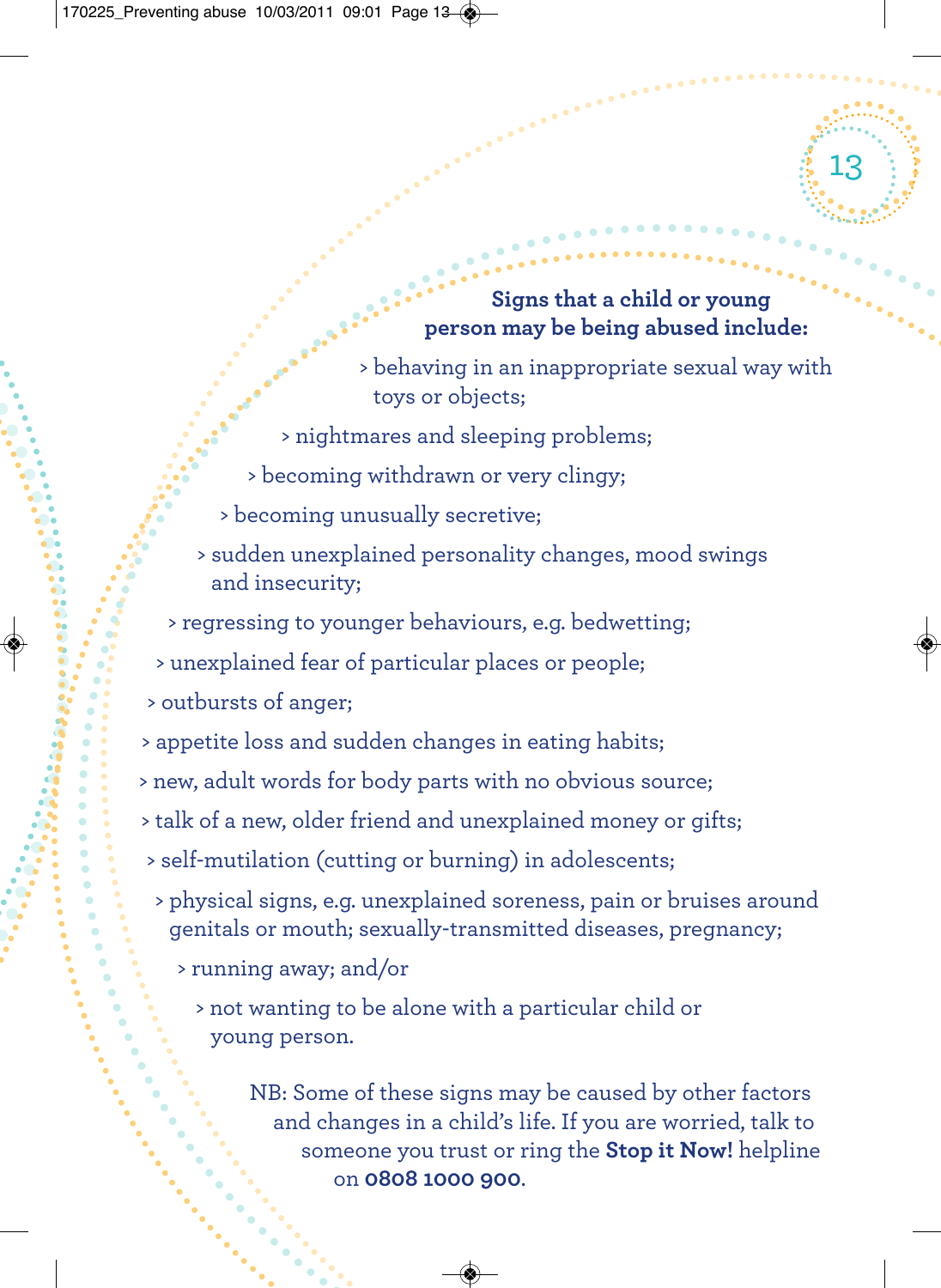**Signs that a child or young person may be being abused include:**

- behaving in an inappropriate sexual way with toys or objects;
- nightmares and sleeping problems;
- becoming withdrawn or very clingy;
- becoming unusually secretive;
- sudden unexplained personality changes, mood swings and insecurity;
- regressing to younger behaviours, e.g. bedwetting;
- unexplained fear of particular places or people;
- outbursts of anger;
- appetite loss and sudden changes in eating habits;
- new, adult words for body parts with no obvious source;
- talk of a new, older friend and unexplained money or gifts;
- self-mutilation (cutting or burning) in adolescents;
- physical signs, e.g. unexplained soreness, pain or bruises around genitals or mouth; sexually-transmitted diseases, pregnancy;
- running away; and/or
- not wanting to be alone with a particular child or young person.

NB: Some of these signs may be caused by other factors and changes in a child's life. If you are worried, talk to someone you trust or ring the **Stop it Now!** helpline on **0808 1000 900**.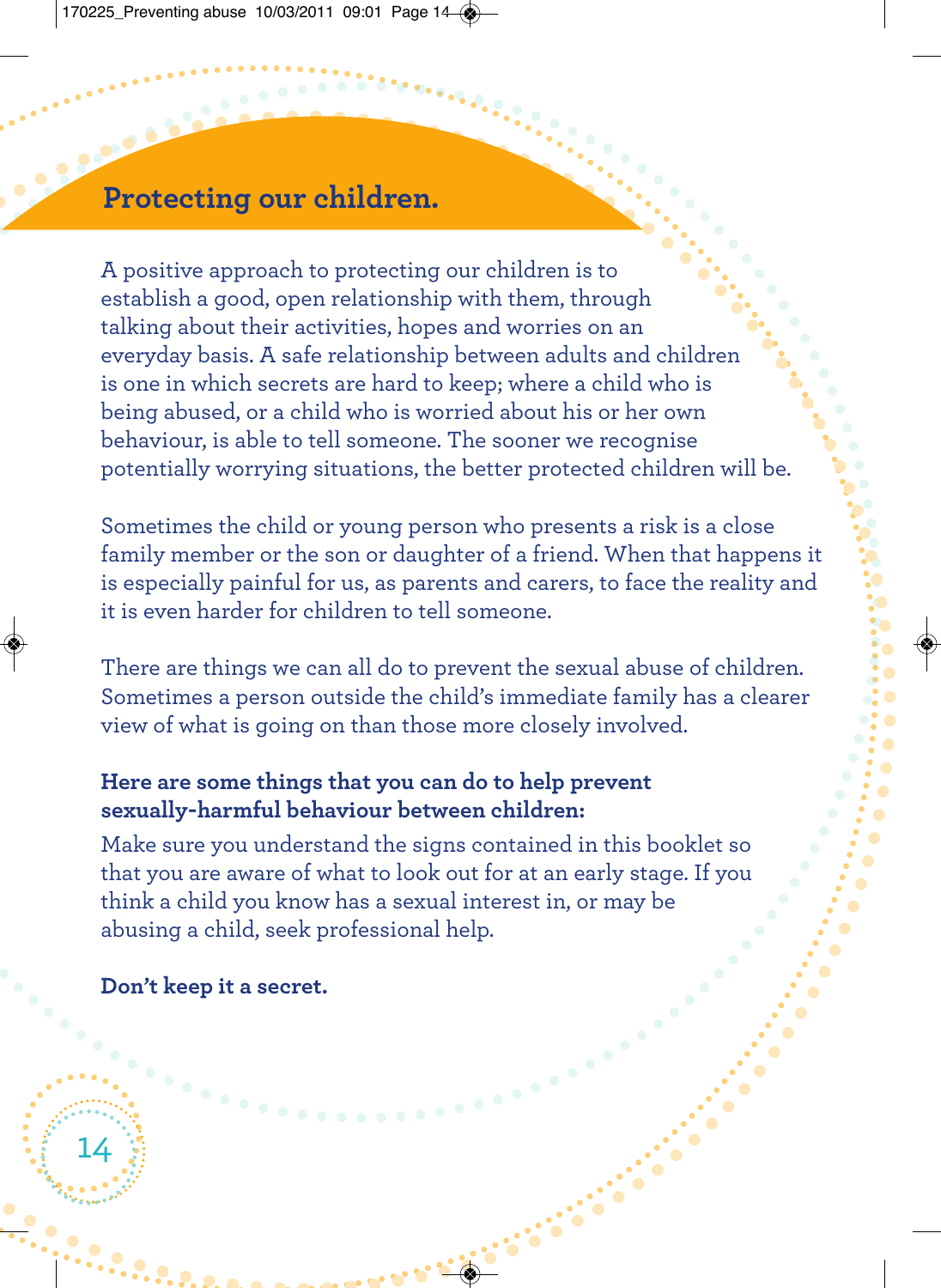## Protecting our children.

A positive approach to protecting our children is to establish a good, open relationship with them, through talking about their activities, hopes and worries on an everyday basis. A safe relationship between adults and children is one in which secrets are hard to keep; where a child who is being abused, or a child who is worried about his or her own behaviour, is able to tell someone. The sooner we recognise potentially worrying situations, the better protected children will be.

Sometimes the child or young person who presents a risk is a close family member or the son or daughter of a friend. When that happens it is especially painful for us, as parents and carers, to face the reality and it is even harder for children to tell someone.

There are things we can all do to prevent the sexual abuse of children. Sometimes a person outside the child's immediate family has a clearer view of what is going on than those more closely involved.

**Here are some things that you can do to help prevent sexually-harmful behaviour between children:**

Make sure you understand the signs contained in this booklet so that you are aware of what to look out for at an early stage. If you think a child you know has a sexual interest in, or may be abusing a child, seek professional help.

**Don't keep it a secret.**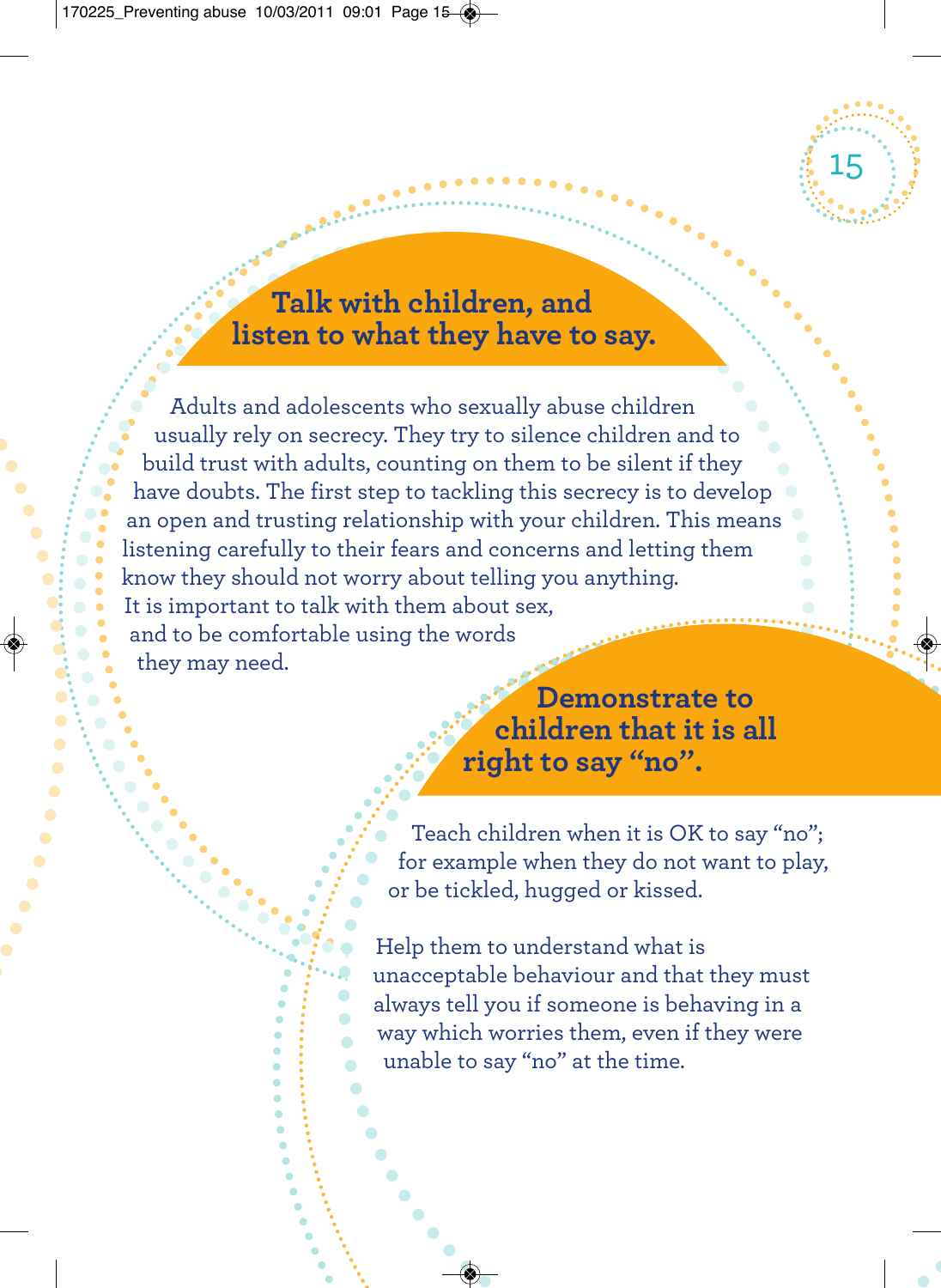## Talk with children, and listen to what they have to say.

Adults and adolescents who sexually abuse children usually rely on secrecy. They try to silence children and to build trust with adults, counting on them to be silent if they have doubts. The first step to tackling this secrecy is to develop an open and trusting relationship with your children. This means listening carefully to their fears and concerns and letting them know they should not worry about telling you anything. It is important to talk with them about sex, and to be comfortable using the words they may need.

## Demonstrate to children that it is all right to say "no".

Teach children when it is OK to say "no"; for example when they do not want to play, or be tickled, hugged or kissed.

Help them to understand what is unacceptable behaviour and that they must always tell you if someone is behaving in a way which worries them, even if they were unable to say "no" at the time.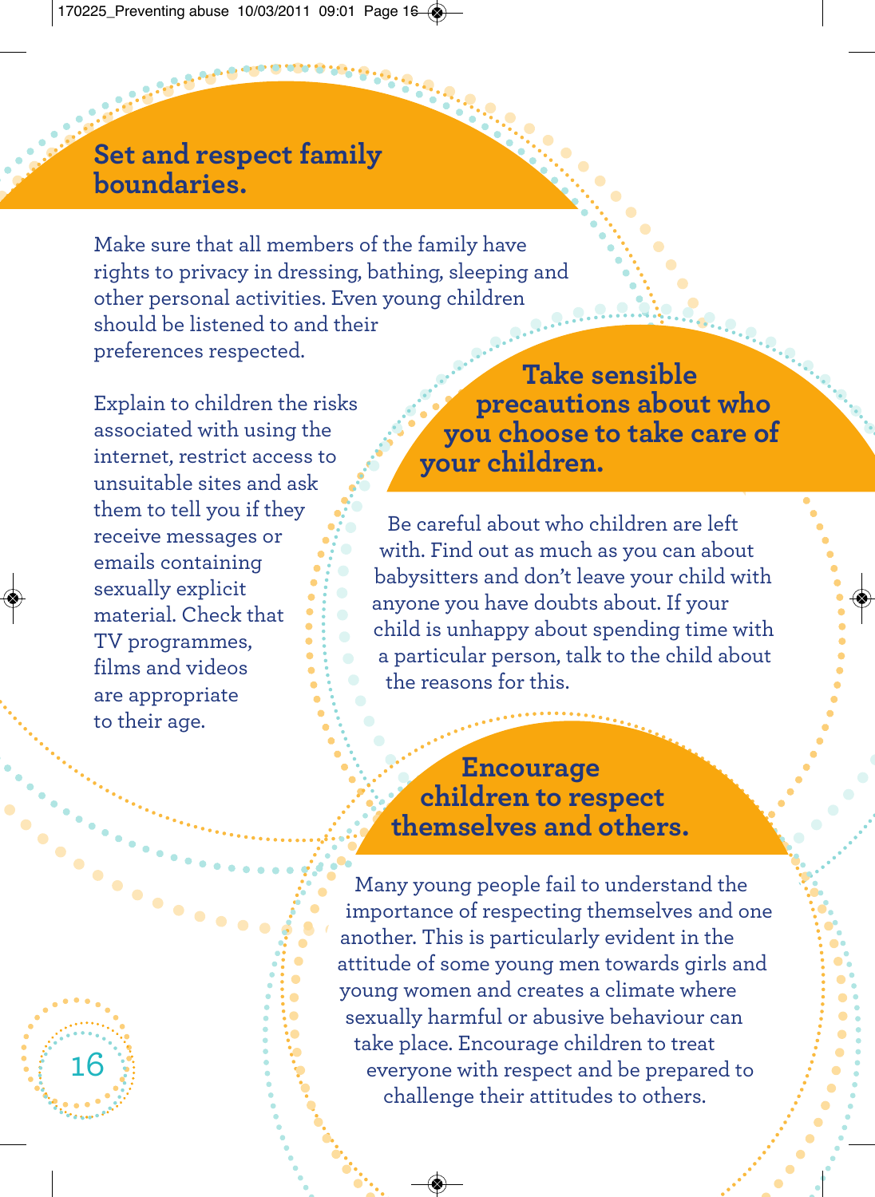## Set and respect family boundaries.

Make sure that all members of the family have rights to privacy in dressing, bathing, sleeping and other personal activities. Even young children should be listened to and their preferences respected.

Explain to children the risks associated with using the internet, restrict access to unsuitable sites and ask them to tell you if they receive messages or emails containing sexually explicit material. Check that TV programmes, films and videos are appropriate to their age.

## Take sensible precautions about who you choose to take care of your children.

Be careful about who children are left with. Find out as much as you can about babysitters and don't leave your child with anyone you have doubts about. If your child is unhappy about spending time with a particular person, talk to the child about the reasons for this.

## Encourage children to respect themselves and others.

Many young people fail to understand the importance of respecting themselves and one another. This is particularly evident in the attitude of some young men towards girls and young women and creates a climate where sexually harmful or abusive behaviour can take place. Encourage children to treat everyone with respect and be prepared to challenge their attitudes to others.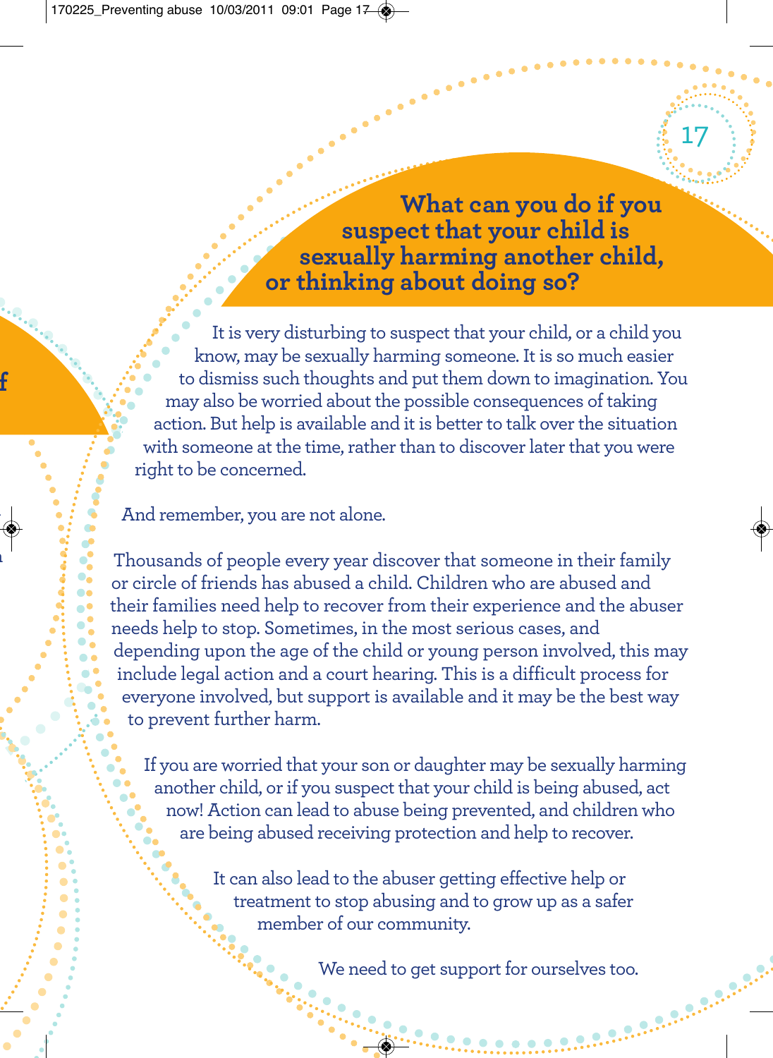## What can you do if you suspect that your child is sexually harming another child, or thinking about doing so?

It is very disturbing to suspect that your child, or a child you know, may be sexually harming someone. It is so much easier to dismiss such thoughts and put them down to imagination. You may also be worried about the possible consequences of taking action. But help is available and it is better to talk over the situation with someone at the time, rather than to discover later that you were right to be concerned.

And remember, you are not alone.

Thousands of people every year discover that someone in their family or circle of friends has abused a child. Children who are abused and their families need help to recover from their experience and the abuser needs help to stop. Sometimes, in the most serious cases, and depending upon the age of the child or young person involved, this may include legal action and a court hearing. This is a difficult process for everyone involved, but support is available and it may be the best way to prevent further harm.

If you are worried that your son or daughter may be sexually harming another child, or if you suspect that your child is being abused, act now! Action can lead to abuse being prevented, and children who are being abused receiving protection and help to recover.

It can also lead to the abuser getting effective help or treatment to stop abusing and to grow up as a safer member of our community.

We need to get support for ourselves too.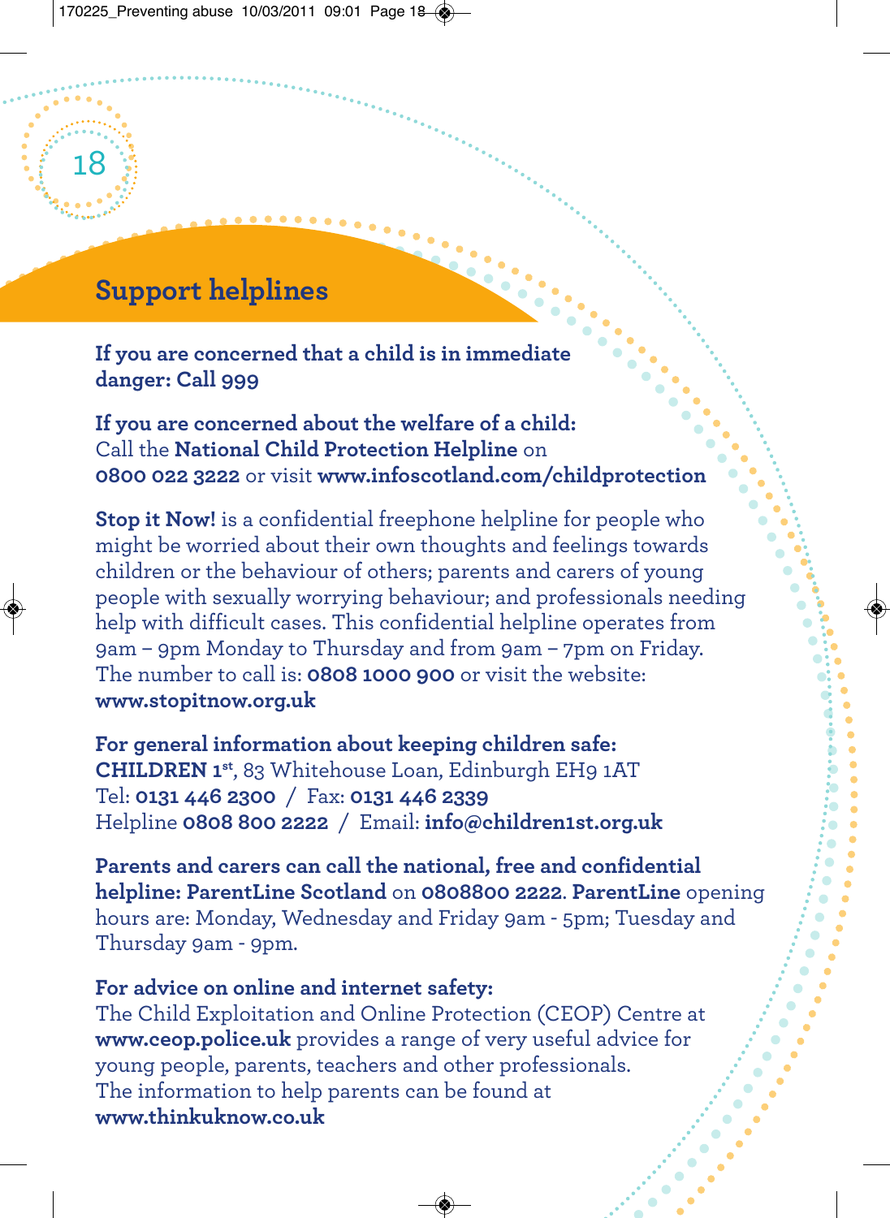## Support helplines

**If you are concerned that a child is in immediate danger: Call 999**

**If you are concerned about the welfare of a child:**
Call the **National Child Protection Helpline** on **0800 022 3222** or visit **www.infoscotland.com/childprotection**

**Stop it Now!** is a confidential freephone helpline for people who might be worried about their own thoughts and feelings towards children or the behaviour of others; parents and carers of young people with sexually worrying behaviour; and professionals needing help with difficult cases. This confidential helpline operates from 9am – 9pm Monday to Thursday and from 9am – 7pm on Friday. The number to call is: **0808 1000 900** or visit the website: **www.stopitnow.org.uk**

**For general information about keeping children safe:**
**CHILDREN 1st**, 83 Whitehouse Loan, Edinburgh EH9 1AT
Tel: **0131 446 2300** / Fax: **0131 446 2339**
Helpline **0808 800 2222** / Email: **info@children1st.org.uk**

**Parents and carers can call the national, free and confidential helpline: ParentLine Scotland** on **0808800 2222**. **ParentLine** opening hours are: Monday, Wednesday and Friday 9am - 5pm; Tuesday and Thursday 9am - 9pm.

**For advice on online and internet safety:**
The Child Exploitation and Online Protection (CEOP) Centre at **www.ceop.police.uk** provides a range of very useful advice for young people, parents, teachers and other professionals. The information to help parents can be found at **www.thinkuknow.co.uk**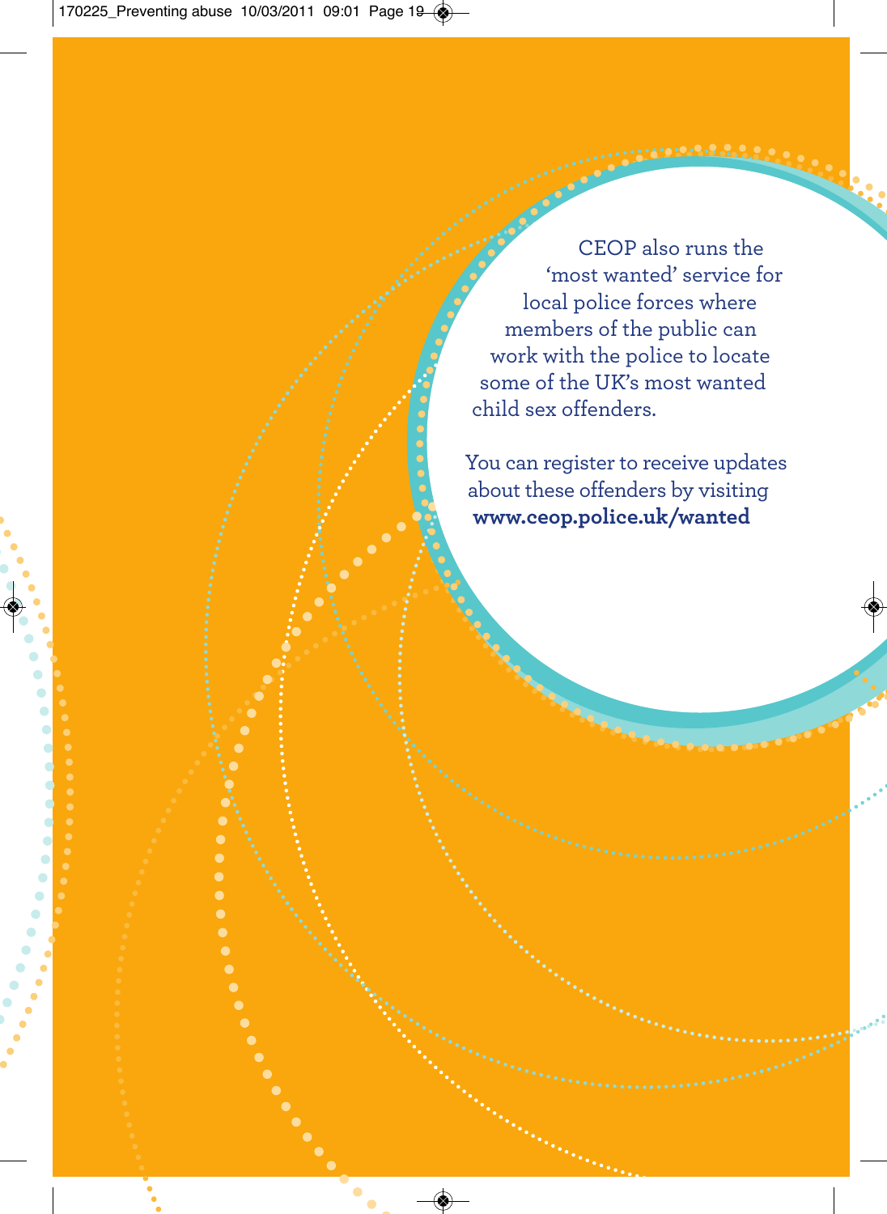CEOP also runs the 'most wanted' service for local police forces where members of the public can work with the police to locate some of the UK's most wanted child sex offenders.

You can register to receive updates about these offenders by visiting **www.ceop.police.uk/wanted**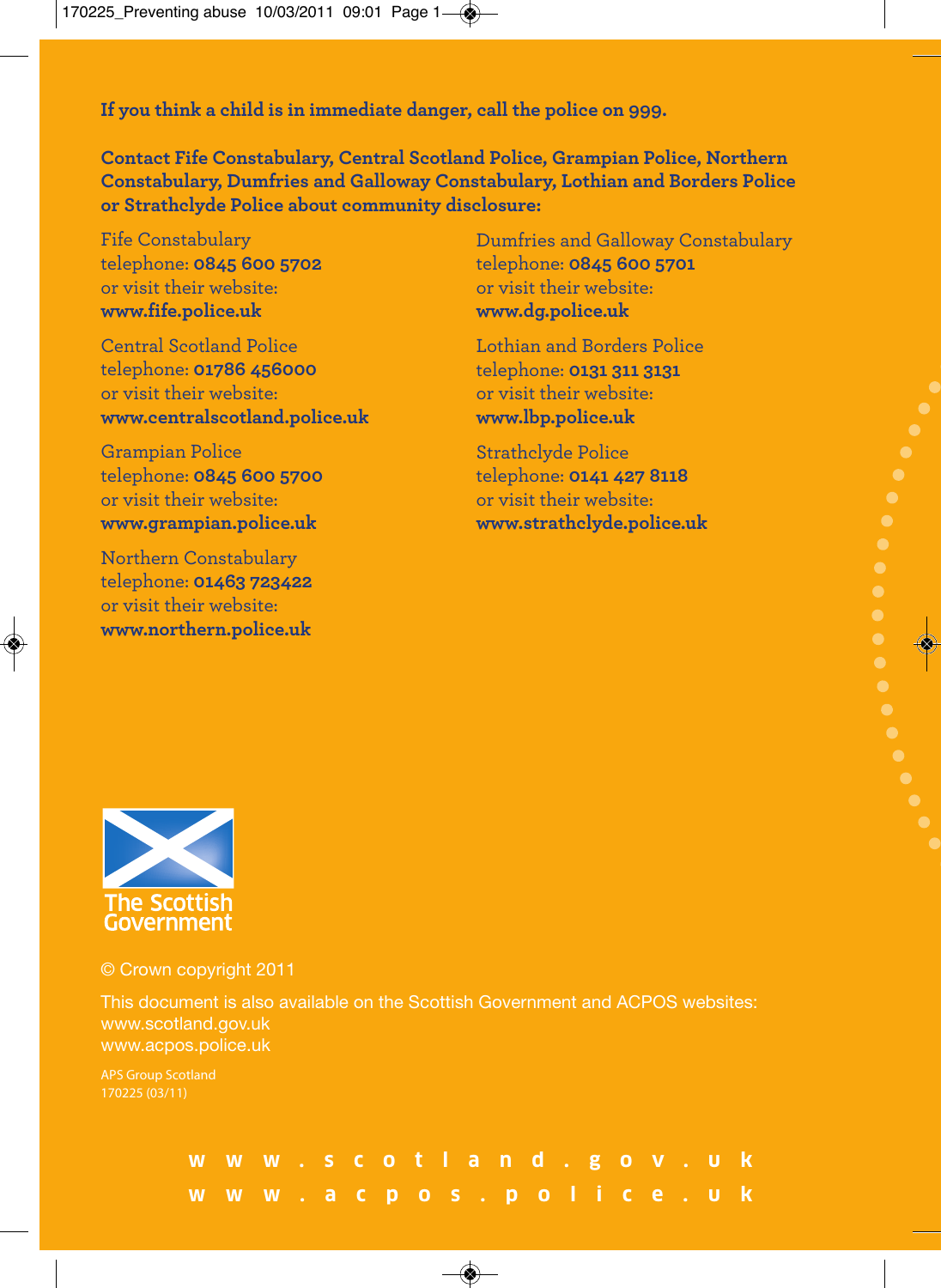**If you think a child is in immediate danger, call the police on 999.**

**Contact Fife Constabulary, Central Scotland Police, Grampian Police, Northern Constabulary, Dumfries and Galloway Constabulary, Lothian and Borders Police or Strathclyde Police about community disclosure:**

Fife Constabulary
telephone: **0845 600 5702**
or visit their website:
**www.fife.police.uk**

Central Scotland Police
telephone: **01786 456000**
or visit their website:
**www.centralscotland.police.uk**

Grampian Police
telephone: **0845 600 5700**
or visit their website:
**www.grampian.police.uk**

Northern Constabulary
telephone: **01463 723422**
or visit their website:
**www.northern.police.uk**

Dumfries and Galloway Constabulary
telephone: **0845 600 5701**
or visit their website:
**www.dg.police.uk**

Lothian and Borders Police
telephone: **0131 311 3131**
or visit their website:
**www.lbp.police.uk**

Strathclyde Police
telephone: **0141 427 8118**
or visit their website:
**www.strathclyde.police.uk**

The Scottish Government

© Crown copyright 2011

This document is also available on the Scottish Government and ACPOS websites:
www.scotland.gov.uk
www.acpos.police.uk

APS Group Scotland
170225 (03/11)

**www.scotland.gov.uk**
**www.acpos.police.uk**